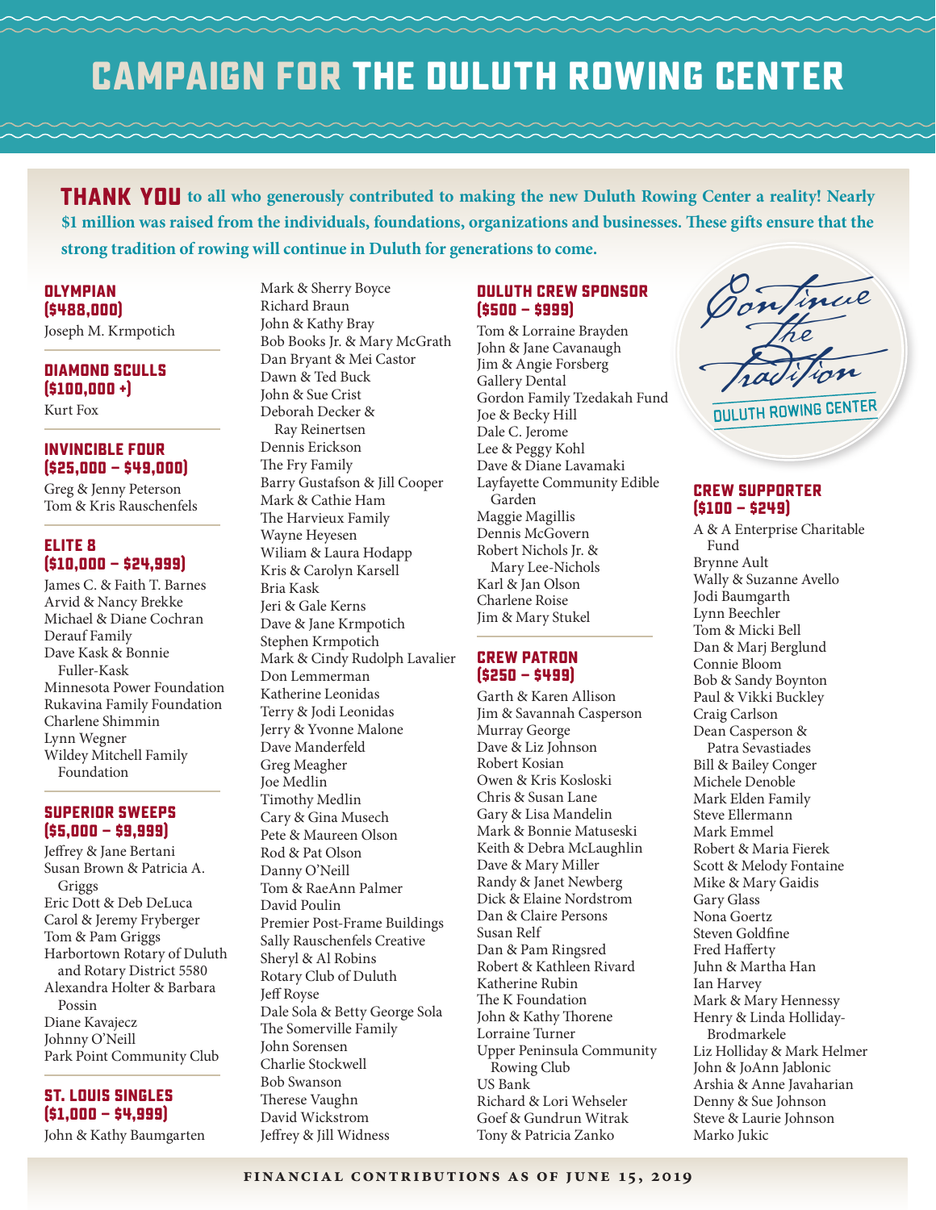# CAMPAIGN FOR THE DULUTH ROWING CENTER

**THANK YOU to all who generously contributed to making the new Duluth Rowing Center a reality! Nearly $1 million was raised from the individuals, foundations, organizations and businesses. These gifts ensure that the strong tradition of rowing will continue in Duluth for generations to come.**

### OLYMPIAN ($488,000)

Joseph M. Krmpotich

### DIAMOND SCULLS ($100,000 +)

Kurt Fox

### INVINCIBLE FOUR ($25,000 – $49,000)

Greg & Jenny Peterson
Tom & Kris Rauschenfels

### ELITE 8 ($10,000 – $24,999)

James C. & Faith T. Barnes
Arvid & Nancy Brekke
Michael & Diane Cochran
Derauf Family
Dave Kask & Bonnie Fuller-Kask
Minnesota Power Foundation
Rukavina Family Foundation
Charlene Shimmin
Lynn Wegner
Wildey Mitchell Family Foundation

### SUPERIOR SWEEPS ($5,000 – $9,999)

Jeffrey & Jane Bertani
Susan Brown & Patricia A. Griggs
Eric Dott & Deb DeLuca
Carol & Jeremy Fryberger
Tom & Pam Griggs
Harbortown Rotary of Duluth and Rotary District 5580
Alexandra Holter & Barbara Possin
Diane Kavajecz
Johnny O'Neill
Park Point Community Club

### ST. LOUIS SINGLES ($1,000 – $4,999)

John & Kathy Baumgarten
Mark & Sherry Boyce
Richard Braun
John & Kathy Bray
Bob Books Jr. & Mary McGrath
Dan Bryant & Mei Castor
Dawn & Ted Buck
John & Sue Crist
Deborah Decker & Ray Reinertsen
Dennis Erickson
The Fry Family
Barry Gustafson & Jill Cooper
Mark & Cathie Ham
The Harvieux Family
Wayne Heyesen
Wiliam & Laura Hodapp
Kris & Carolyn Karsell
Bria Kask
Jeri & Gale Kerns
Dave & Jane Krmpotich
Stephen Krmpotich
Mark & Cindy Rudolph Lavalier
Don Lemmerman
Katherine Leonidas
Terry & Jodi Leonidas
Jerry & Yvonne Malone
Dave Manderfeld
Greg Meagher
Joe Medlin
Timothy Medlin
Cary & Gina Musech
Pete & Maureen Olson
Rod & Pat Olson
Danny O'Neill
Tom & RaeAnn Palmer
David Poulin
Premier Post-Frame Buildings
Sally Rauschenfels Creative
Sheryl & Al Robins
Rotary Club of Duluth
Jeff Royse
Dale Sola & Betty George Sola
The Somerville Family
John Sorensen
Charlie Stockwell
Bob Swanson
Therese Vaughn
David Wickstrom
Jeffrey & Jill Widness

### DULUTH CREW SPONSOR ($500 – $999)

Tom & Lorraine Brayden
John & Jane Cavanaugh
Jim & Angie Forsberg
Gallery Dental
Gordon Family Tzedakah Fund
Joe & Becky Hill
Dale C. Jerome
Lee & Peggy Kohl
Dave & Diane Lavamaki
Layfayette Community Edible Garden
Maggie Magillis
Dennis McGovern
Robert Nichols Jr. & Mary Lee-Nichols
Karl & Jan Olson
Charlene Roise
Jim & Mary Stukel

### CREW PATRON ($250 – $499)

Garth & Karen Allison
Jim & Savannah Casperson
Murray George
Dave & Liz Johnson
Robert Kosian
Owen & Kris Kosloski
Chris & Susan Lane
Gary & Lisa Mandelin
Mark & Bonnie Matuseski
Keith & Debra McLaughlin
Dave & Mary Miller
Randy & Janet Newberg
Dick & Elaine Nordstrom
Dan & Claire Persons
Susan Relf
Dan & Pam Ringsred
Robert & Kathleen Rivard
Katherine Rubin
The K Foundation
John & Kathy Thorene
Lorraine Turner
Upper Peninsula Community Rowing Club
US Bank
Richard & Lori Wehseler
Goef & Gundrun Witrak
Tony & Patricia Zanko

*Continue the Tradition* — DULUTH ROWING CENTER

### CREW SUPPORTER ($100 – $249)

A & A Enterprise Charitable Fund
Brynne Ault
Wally & Suzanne Avello
Jodi Baumgarth
Lynn Beechler
Tom & Micki Bell
Dan & Marj Berglund
Connie Bloom
Bob & Sandy Boynton
Paul & Vikki Buckley
Craig Carlson
Dean Casperson & Patra Sevastiades
Bill & Bailey Conger
Michele Denoble
Mark Elden Family
Steve Ellermann
Mark Emmel
Robert & Maria Fierek
Scott & Melody Fontaine
Mike & Mary Gaidis
Gary Glass
Nona Goertz
Steven Goldfine
Fred Hafferty
Juhn & Martha Han
Ian Harvey
Mark & Mary Hennessy
Henry & Linda Holliday-Brodmarkele
Liz Holliday & Mark Helmer
John & JoAnn Jablonic
Arshia & Anne Javaharian
Denny & Sue Johnson
Steve & Laurie Johnson
Marko Jukic

FINANCIAL CONTRIBUTIONS AS OF JUNE 15, 2019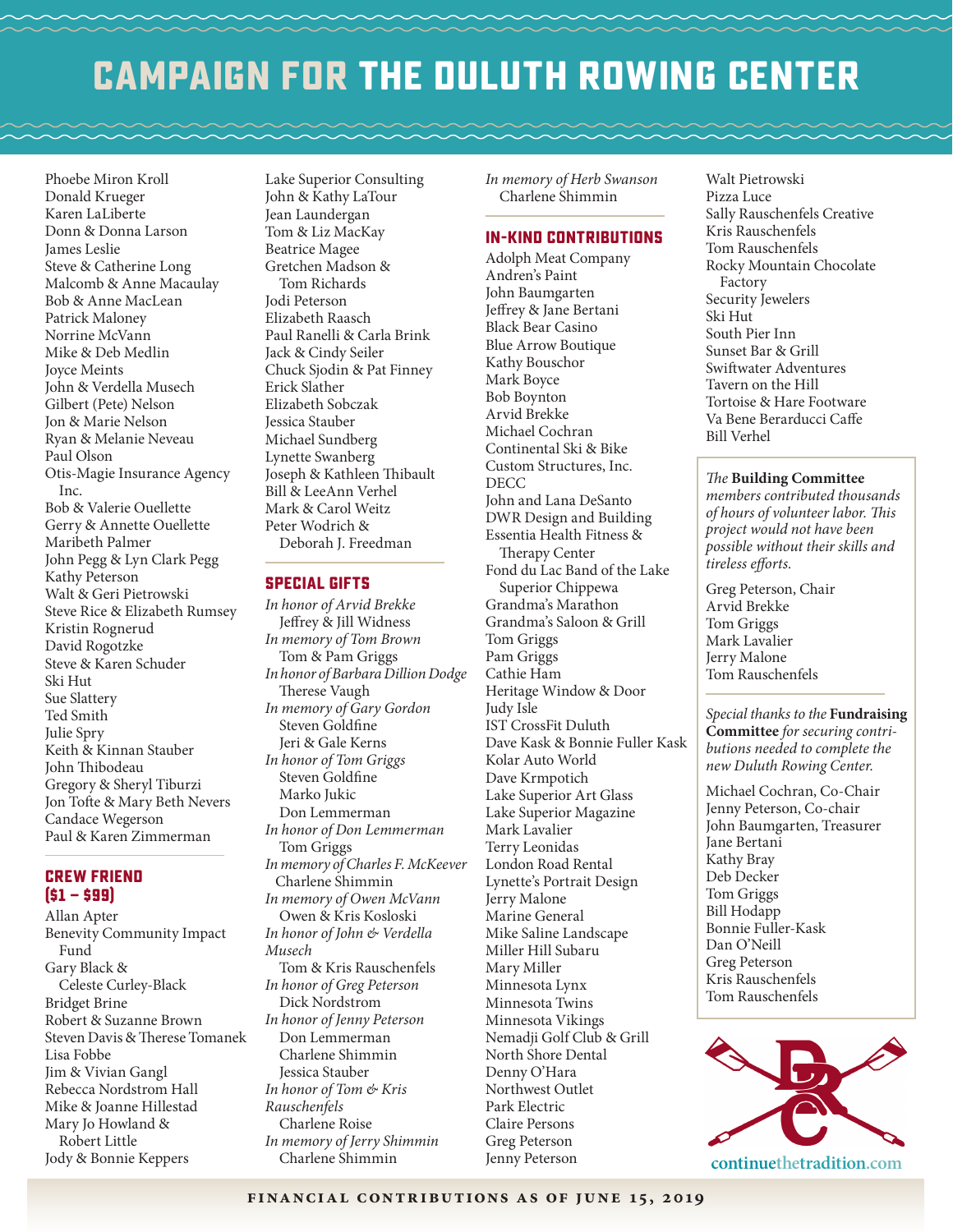# CAMPAIGN FOR THE DULUTH ROWING CENTER

Phoebe Miron Kroll
Donald Krueger
Karen LaLiberte
Donn & Donna Larson
James Leslie
Steve & Catherine Long
Malcomb & Anne Macaulay
Bob & Anne MacLean
Patrick Maloney
Norrine McVann
Mike & Deb Medlin
Joyce Meints
John & Verdella Musech
Gilbert (Pete) Nelson
Jon & Marie Nelson
Ryan & Melanie Neveau
Paul Olson
Otis-Magie Insurance Agency Inc.
Bob & Valerie Ouellette
Gerry & Annette Ouellette
Maribeth Palmer
John Pegg & Lyn Clark Pegg
Kathy Peterson
Walt & Geri Pietrowski
Steve Rice & Elizabeth Rumsey
Kristin Rognerud
David Rogotzke
Steve & Karen Schuder
Ski Hut
Sue Slattery
Ted Smith
Julie Spry
Keith & Kinnan Stauber
John Thibodeau
Gregory & Sheryl Tiburzi
Jon Tofte & Mary Beth Nevers
Candace Wegerson
Paul & Karen Zimmerman

## CREW FRIEND ($1 – $99)

Allan Apter
Benevity Community Impact Fund
Gary Black & Celeste Curley-Black
Bridget Brine
Robert & Suzanne Brown
Steven Davis & Therese Tomanek
Lisa Fobbe
Jim & Vivian Gangl
Rebecca Nordstrom Hall
Mike & Joanne Hillestad
Mary Jo Howland & Robert Little
Jody & Bonnie Keppers
Lake Superior Consulting
John & Kathy LaTour
Jean Laundergan
Tom & Liz MacKay
Beatrice Magee
Gretchen Madson & Tom Richards
Jodi Peterson
Elizabeth Raasch
Paul Ranelli & Carla Brink
Jack & Cindy Seiler
Chuck Sjodin & Pat Finney
Erick Slather
Elizabeth Sobczak
Jessica Stauber
Michael Sundberg
Lynette Swanberg
Joseph & Kathleen Thibault
Bill & LeeAnn Verhel
Mark & Carol Weitz
Peter Wodrich & Deborah J. Freedman

## SPECIAL GIFTS

*In honor of Arvid Brekke*
Jeffrey & Jill Widness

*In memory of Tom Brown*
Tom & Pam Griggs

*In honor of Barbara Dillion Dodge*
Therese Vaugh

*In memory of Gary Gordon*
Steven Goldfine
Jeri & Gale Kerns

*In honor of Tom Griggs*
Steven Goldfine
Marko Jukic
Don Lemmerman

*In honor of Don Lemmerman*
Tom Griggs

*In memory of Charles F. McKeever*
Charlene Shimmin

*In memory of Owen McVann*
Owen & Kris Kosloski

*In honor of John & Verdella Musech*
Tom & Kris Rauschenfels

*In honor of Greg Peterson*
Dick Nordstrom

*In honor of Jenny Peterson*
Don Lemmerman
Charlene Shimmin
Jessica Stauber

*In honor of Tom & Kris Rauschenfels*
Charlene Roise

*In memory of Jerry Shimmin*
Charlene Shimmin

*In memory of Herb Swanson*
Charlene Shimmin

## IN-KIND CONTRIBUTIONS

Adolph Meat Company
Andren's Paint
John Baumgarten
Jeffrey & Jane Bertani
Black Bear Casino
Blue Arrow Boutique
Kathy Bouschor
Mark Boyce
Bob Boynton
Arvid Brekke
Michael Cochran
Continental Ski & Bike
Custom Structures, Inc.
DECC
John and Lana DeSanto
DWR Design and Building
Essentia Health Fitness & Therapy Center
Fond du Lac Band of the Lake Superior Chippewa
Grandma's Marathon
Grandma's Saloon & Grill
Tom Griggs
Pam Griggs
Cathie Ham
Heritage Window & Door
Judy Isle
IST CrossFit Duluth
Dave Kask & Bonnie Fuller Kask
Kolar Auto World
Dave Krmpotich
Lake Superior Art Glass
Lake Superior Magazine
Mark Lavalier
Terry Leonidas
London Road Rental
Lynette's Portrait Design
Jerry Malone
Marine General
Mike Saline Landscape
Miller Hill Subaru
Mary Miller
Minnesota Lynx
Minnesota Twins
Minnesota Vikings
Nemadji Golf Club & Grill
North Shore Dental
Denny O'Hara
Northwest Outlet
Park Electric
Claire Persons
Greg Peterson
Jenny Peterson
Walt Pietrowski
Pizza Luce
Sally Rauschenfels Creative
Kris Rauschenfels
Tom Rauschenfels
Rocky Mountain Chocolate Factory
Security Jewelers
Ski Hut
South Pier Inn
Sunset Bar & Grill
Swiftwater Adventures
Tavern on the Hill
Tortoise & Hare Footware
Va Bene Berarducci Caffe
Bill Verhel

*The* **Building Committee** *members contributed thousands of hours of volunteer labor. This project would not have been possible without their skills and tireless efforts.*

Greg Peterson, Chair
Arvid Brekke
Tom Griggs
Mark Lavalier
Jerry Malone
Tom Rauschenfels

*Special thanks to the* **Fundraising Committee** *for securing contributions needed to complete the new Duluth Rowing Center.*

Michael Cochran, Co-Chair
Jenny Peterson, Co-chair
John Baumgarten, Treasurer
Jane Bertani
Kathy Bray
Deb Decker
Tom Griggs
Bill Hodapp
Bonnie Fuller-Kask
Dan O'Neill
Greg Peterson
Kris Rauschenfels
Tom Rauschenfels

continuethetradition.com

FINANCIAL CONTRIBUTIONS AS OF JUNE 15, 2019